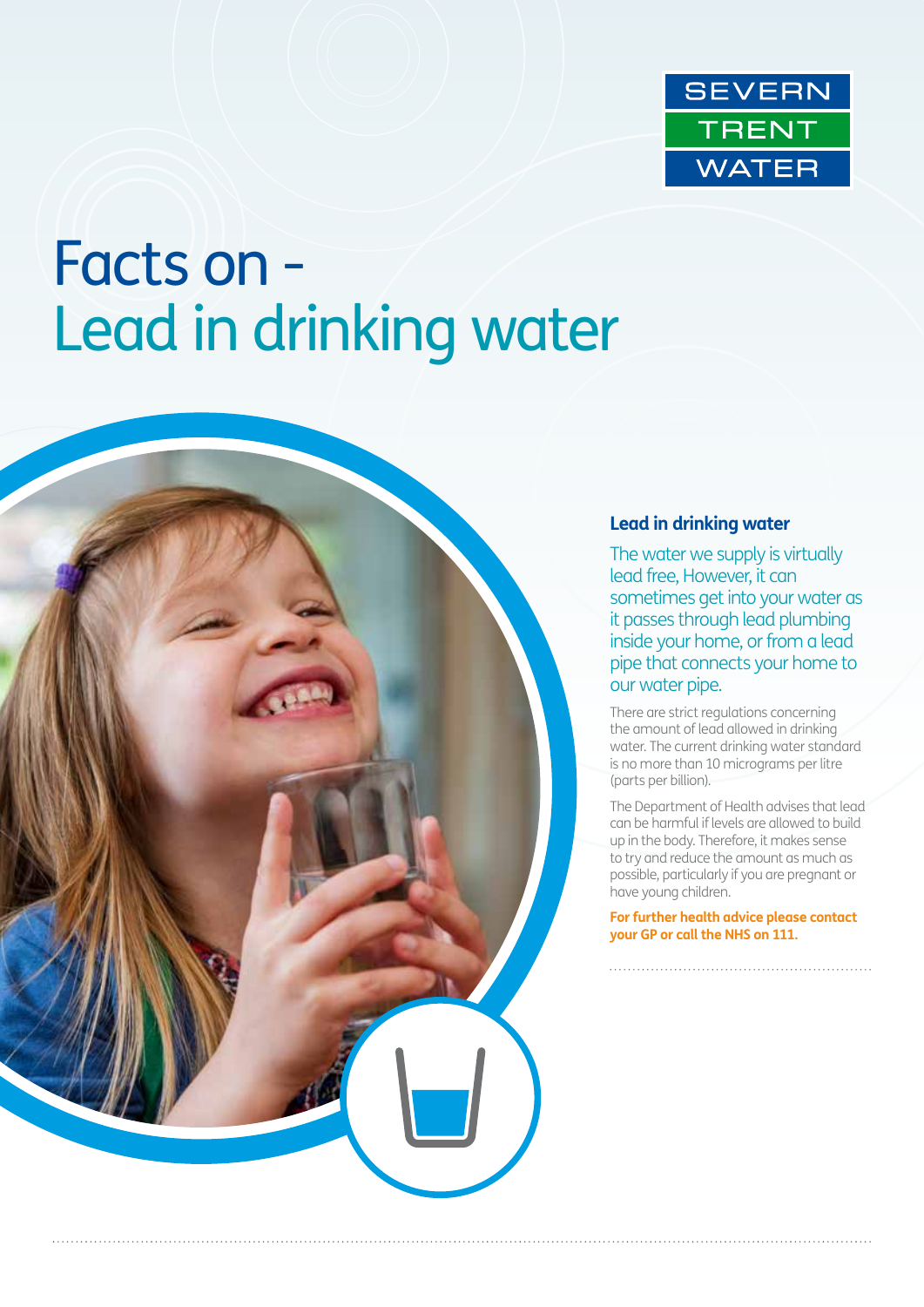SEVERN TRENT WATER

# Facts on - Lead in drinking water

## Lead in drinking water

The water we supply is virtually lead free, However, it can sometimes get into your water as it passes through lead plumbing inside your home, or from a lead pipe that connects your home to our water pipe.

There are strict regulations concerning the amount of lead allowed in drinking water. The current drinking water standard is no more than 10 micrograms per litre (parts per billion).

The Department of Health advises that lead can be harmful if levels are allowed to build up in the body. Therefore, it makes sense to try and reduce the amount as much as possible, particularly if you are pregnant or have young children.

**For further health advice please contact your GP or call the NHS on 111.**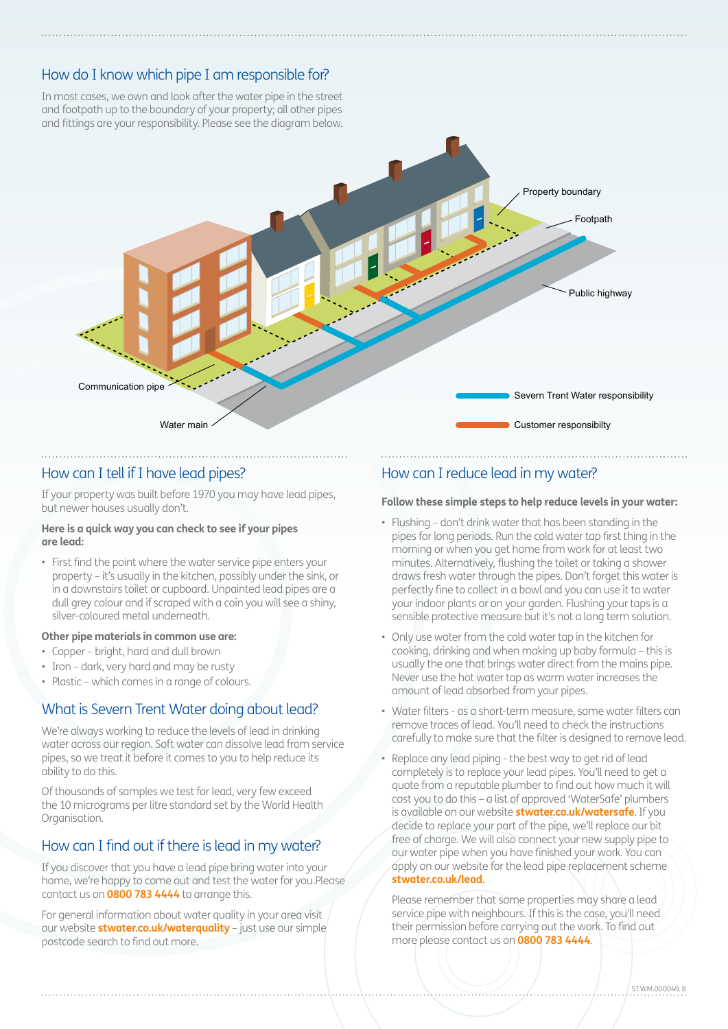## How do I know which pipe I am responsible for?

In most cases, we own and look after the water pipe in the street and footpath up to the boundary of your property; all other pipes and fittings are your responsibility. Please see the diagram below.

Property boundary

Footpath

Public highway

Communication pipe

Water main

Severn Trent Water responsibility

Customer responsibilty

## How can I tell if I have lead pipes?

If your property was built before 1970 you may have lead pipes, but newer houses usually don't.

**Here is a quick way you can check to see if your pipes are lead:**

- First find the point where the water service pipe enters your property – it's usually in the kitchen, possibly under the sink, or in a downstairs toilet or cupboard. Unpainted lead pipes are a dull grey colour and if scraped with a coin you will see a shiny, silver-coloured metal underneath.

**Other pipe materials in common use are:**

- Copper – bright, hard and dull brown
- Iron – dark, very hard and may be rusty
- Plastic – which comes in a range of colours.

## What is Severn Trent Water doing about lead?

We're always working to reduce the levels of lead in drinking water across our region. Soft water can dissolve lead from service pipes, so we treat it before it comes to you to help reduce its ability to do this.

Of thousands of samples we test for lead, very few exceed the 10 micrograms per litre standard set by the World Health Organisation.

## How can I find out if there is lead in my water?

If you discover that you have a lead pipe bring water into your home, we're happy to come out and test the water for you.Please contact us on **0800 783 4444** to arrange this.

For general information about water quality in your area visit our website **stwater.co.uk/waterquality** – just use our simple postcode search to find out more.

## How can I reduce lead in my water?

**Follow these simple steps to help reduce levels in your water:**

- Flushing – don't drink water that has been standing in the pipes for long periods. Run the cold water tap first thing in the morning or when you get home from work for at least two minutes. Alternatively, flushing the toilet or taking a shower draws fresh water through the pipes. Don't forget this water is perfectly fine to collect in a bowl and you can use it to water your indoor plants or on your garden. Flushing your taps is a sensible protective measure but it's not a long term solution.
- Only use water from the cold water tap in the kitchen for cooking, drinking and when making up baby formula – this is usually the one that brings water direct from the mains pipe. Never use the hot water tap as warm water increases the amount of lead absorbed from your pipes.
- Water filters - as a short-term measure, some water filters can remove traces of lead. You'll need to check the instructions carefully to make sure that the filter is designed to remove lead.
- Replace any lead piping - the best way to get rid of lead completely is to replace your lead pipes. You'll need to get a quote from a reputable plumber to find out how much it will cost you to do this – a list of approved 'WaterSafe' plumbers is available on our website **stwater.co.uk/watersafe**. If you decide to replace your part of the pipe, we'll replace our bit free of charge. We will also connect your new supply pipe to our water pipe when you have finished your work. You can apply on our website for the lead pipe replacement scheme **stwater.co.uk/lead**.

  Please remember that some properties may share a lead service pipe with neighbours. If this is the case, you'll need their permission before carrying out the work. To find out more please contact us on **0800 783 4444**.

ST.WM.000049.B